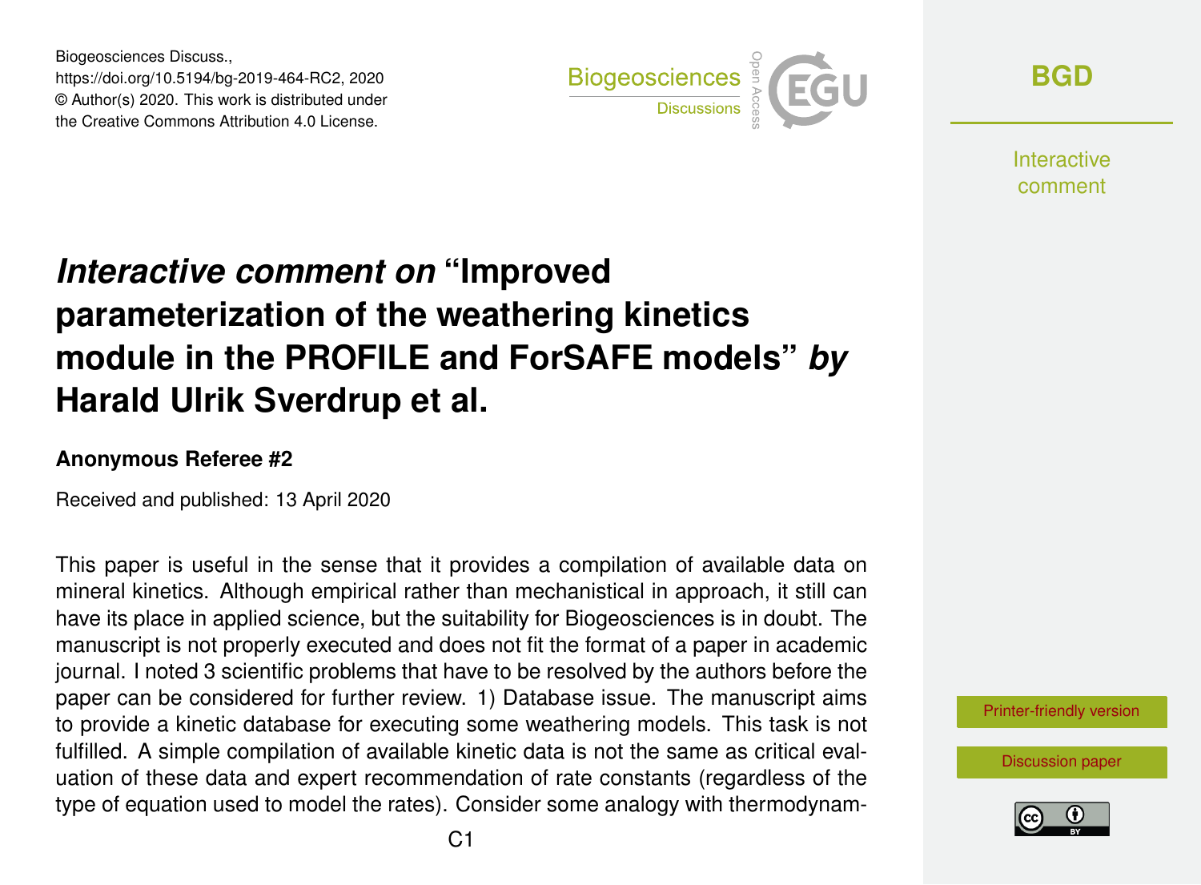Biogeosciences Discuss.,
https://doi.org/10.5194/bg-2019-464-RC2, 2020
© Author(s) 2020. This work is distributed under the Creative Commons Attribution 4.0 License.

# *Interactive comment on* "Improved parameterization of the weathering kinetics module in the PROFILE and ForSAFE models" *by* Harald Ulrik Sverdrup et al.

**Anonymous Referee #2**

Received and published: 13 April 2020

This paper is useful in the sense that it provides a compilation of available data on mineral kinetics. Although empirical rather than mechanistical in approach, it still can have its place in applied science, but the suitability for Biogeosciences is in doubt. The manuscript is not properly executed and does not fit the format of a paper in academic journal. I noted 3 scientific problems that have to be resolved by the authors before the paper can be considered for further review. 1) Database issue. The manuscript aims to provide a kinetic database for executing some weathering models. This task is not fulfilled. A simple compilation of available kinetic data is not the same as critical evaluation of these data and expert recommendation of rate constants (regardless of the type of equation used to model the rates). Consider some analogy with thermodynam-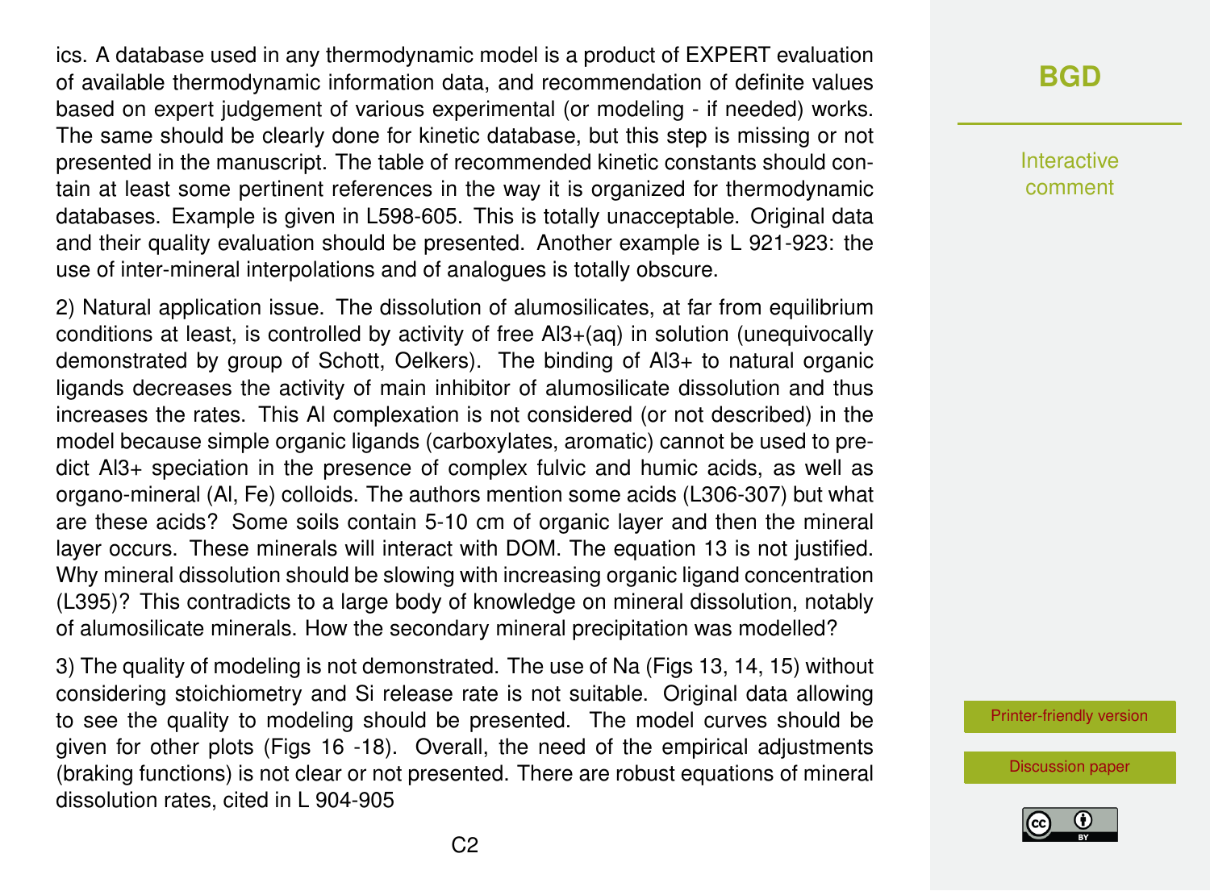ics. A database used in any thermodynamic model is a product of EXPERT evaluation of available thermodynamic information data, and recommendation of definite values based on expert judgement of various experimental (or modeling - if needed) works. The same should be clearly done for kinetic database, but this step is missing or not presented in the manuscript. The table of recommended kinetic constants should contain at least some pertinent references in the way it is organized for thermodynamic databases. Example is given in L598-605. This is totally unacceptable. Original data and their quality evaluation should be presented. Another example is L 921-923: the use of inter-mineral interpolations and of analogues is totally obscure.

2) Natural application issue. The dissolution of alumosilicates, at far from equilibrium conditions at least, is controlled by activity of free $Al^{3+}(aq)$ in solution (unequivocally demonstrated by group of Schott, Oelkers). The binding of $Al^{3+}$ to natural organic ligands decreases the activity of main inhibitor of alumosilicate dissolution and thus increases the rates. This Al complexation is not considered (or not described) in the model because simple organic ligands (carboxylates, aromatic) cannot be used to predict $Al^{3+}$ speciation in the presence of complex fulvic and humic acids, as well as organo-mineral (Al, Fe) colloids. The authors mention some acids (L306-307) but what are these acids? Some soils contain 5-10 cm of organic layer and then the mineral layer occurs. These minerals will interact with DOM. The equation 13 is not justified. Why mineral dissolution should be slowing with increasing organic ligand concentration (L395)? This contradicts to a large body of knowledge on mineral dissolution, notably of alumosilicate minerals. How the secondary mineral precipitation was modelled?

3) The quality of modeling is not demonstrated. The use of Na (Figs 13, 14, 15) without considering stoichiometry and Si release rate is not suitable. Original data allowing to see the quality to modeling should be presented. The model curves should be given for other plots (Figs 16 -18). Overall, the need of the empirical adjustments (braking functions) is not clear or not presented. There are robust equations of mineral dissolution rates, cited in L 904-905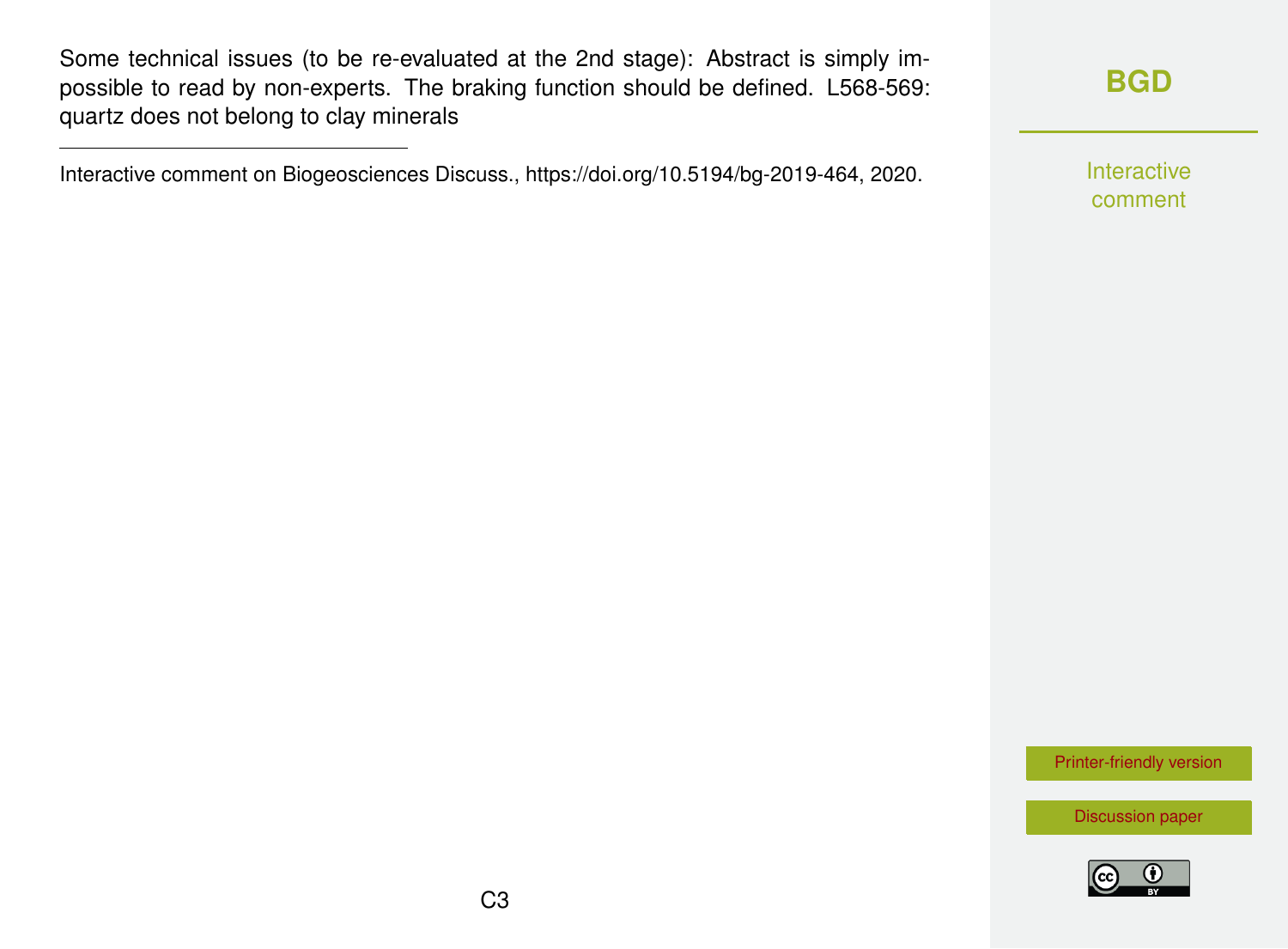Some technical issues (to be re-evaluated at the 2nd stage): Abstract is simply impossible to read by non-experts. The braking function should be defined. L568-569: quartz does not belong to clay minerals

---

Interactive comment on Biogeosciences Discuss., https://doi.org/10.5194/bg-2019-464, 2020.